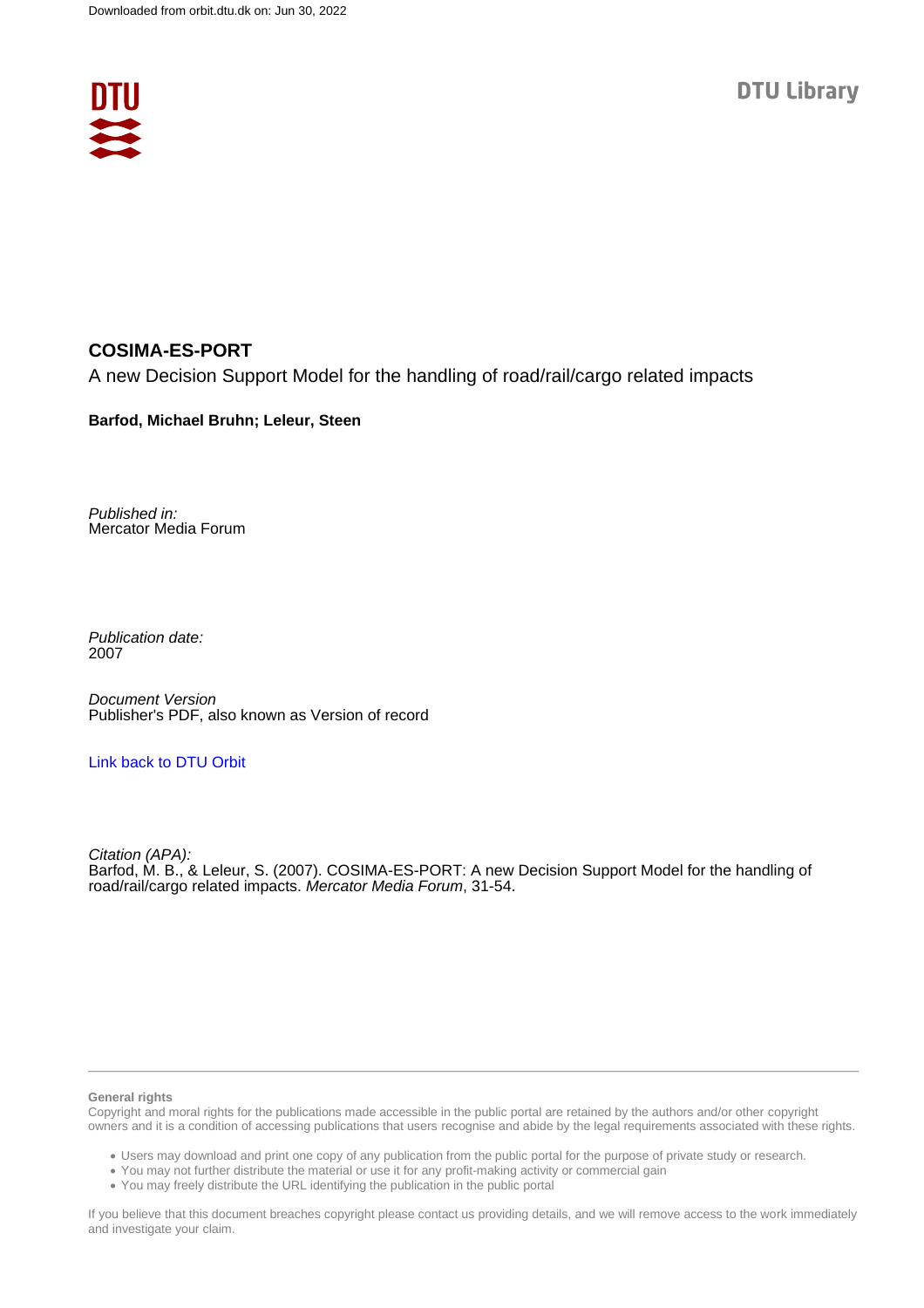Downloaded from orbit.dtu.dk on: Jun 30, 2022

DTU Library

**COSIMA-ES-PORT**

A new Decision Support Model for the handling of road/rail/cargo related impacts

**Barfod, Michael Bruhn; Leleur, Steen**

*Published in:*
Mercator Media Forum

*Publication date:*
2007

*Document Version*
Publisher's PDF, also known as Version of record

Link back to DTU Orbit

*Citation (APA):*
Barfod, M. B., & Leleur, S. (2007). COSIMA-ES-PORT: A new Decision Support Model for the handling of road/rail/cargo related impacts. *Mercator Media Forum*, 31-54.

**General rights**

Copyright and moral rights for the publications made accessible in the public portal are retained by the authors and/or other copyright owners and it is a condition of accessing publications that users recognise and abide by the legal requirements associated with these rights.

- Users may download and print one copy of any publication from the public portal for the purpose of private study or research.
- You may not further distribute the material or use it for any profit-making activity or commercial gain
- You may freely distribute the URL identifying the publication in the public portal

If you believe that this document breaches copyright please contact us providing details, and we will remove access to the work immediately and investigate your claim.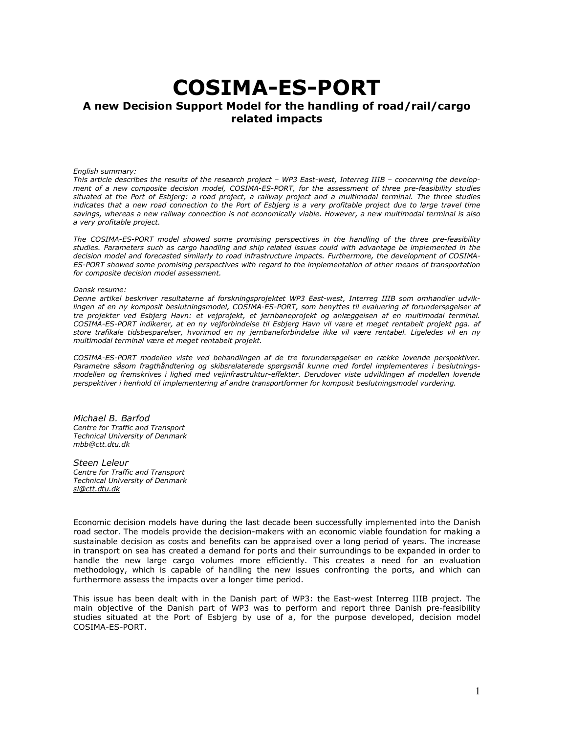# COSIMA-ES-PORT

### A new Decision Support Model for the handling of road/rail/cargo related impacts

*English summary:*
*This article describes the results of the research project – WP3 East-west, Interreg IIIB – concerning the development of a new composite decision model, COSIMA-ES-PORT, for the assessment of three pre-feasibility studies situated at the Port of Esbjerg: a road project, a railway project and a multimodal terminal. The three studies indicates that a new road connection to the Port of Esbjerg is a very profitable project due to large travel time savings, whereas a new railway connection is not economically viable. However, a new multimodal terminal is also a very profitable project.*

*The COSIMA-ES-PORT model showed some promising perspectives in the handling of the three pre-feasibility studies. Parameters such as cargo handling and ship related issues could with advantage be implemented in the decision model and forecasted similarly to road infrastructure impacts. Furthermore, the development of COSIMA-ES-PORT showed some promising perspectives with regard to the implementation of other means of transportation for composite decision model assessment.*

*Dansk resume:*
*Denne artikel beskriver resultaterne af forskningsprojektet WP3 East-west, Interreg IIIB som omhandler udviklingen af en ny komposit beslutningsmodel, COSIMA-ES-PORT, som benyttes til evaluering af forundersøgelser af tre projekter ved Esbjerg Havn: et vejprojekt, et jernbaneprojekt og anlæggelsen af en multimodal terminal. COSIMA-ES-PORT indikerer, at en ny vejforbindelse til Esbjerg Havn vil være et meget rentabelt projekt pga. af store trafikale tidsbesparelser, hvorimod en ny jernbaneforbindelse ikke vil være rentabel. Ligeledes vil en ny multimodal terminal være et meget rentabelt projekt.*

*COSIMA-ES-PORT modellen viste ved behandlingen af de tre forundersøgelser en række lovende perspektiver. Parametre såsom fragthåndtering og skibsrelaterede spørgsmål kunne med fordel implementeres i beslutningsmodellen og fremskrives i lighed med vejinfrastruktur-effekter. Derudover viste udviklingen af modellen lovende perspektiver i henhold til implementering af andre transportformer for komposit beslutningsmodel vurdering.*

*Michael B. Barfod*
*Centre for Traffic and Transport*
*Technical University of Denmark*
*mbb@ctt.dtu.dk*

*Steen Leleur*
*Centre for Traffic and Transport*
*Technical University of Denmark*
*sl@ctt.dtu.dk*

Economic decision models have during the last decade been successfully implemented into the Danish road sector. The models provide the decision-makers with an economic viable foundation for making a sustainable decision as costs and benefits can be appraised over a long period of years. The increase in transport on sea has created a demand for ports and their surroundings to be expanded in order to handle the new large cargo volumes more efficiently. This creates a need for an evaluation methodology, which is capable of handling the new issues confronting the ports, and which can furthermore assess the impacts over a longer time period.

This issue has been dealt with in the Danish part of WP3: the East-west Interreg IIIB project. The main objective of the Danish part of WP3 was to perform and report three Danish pre-feasibility studies situated at the Port of Esbjerg by use of a, for the purpose developed, decision model COSIMA-ES-PORT.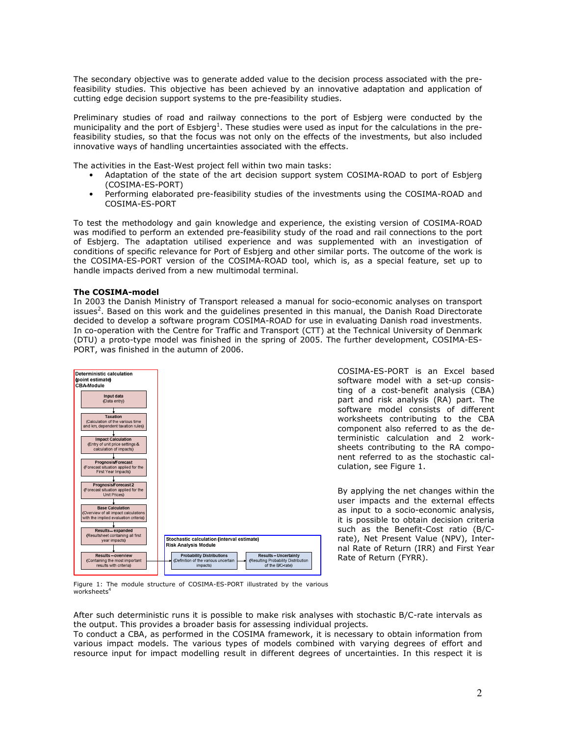The secondary objective was to generate added value to the decision process associated with the pre-feasibility studies. This objective has been achieved by an innovative adaptation and application of cutting edge decision support systems to the pre-feasibility studies.

Preliminary studies of road and railway connections to the port of Esbjerg were conducted by the municipality and the port of Esbjerg[1]. These studies were used as input for the calculations in the pre-feasibility studies, so that the focus was not only on the effects of the investments, but also included innovative ways of handling uncertainties associated with the effects.

The activities in the East-West project fell within two main tasks:

- Adaptation of the state of the art decision support system COSIMA-ROAD to port of Esbjerg (COSIMA-ES-PORT)
- Performing elaborated pre-feasibility studies of the investments using the COSIMA-ROAD and COSIMA-ES-PORT

To test the methodology and gain knowledge and experience, the existing version of COSIMA-ROAD was modified to perform an extended pre-feasibility study of the road and rail connections to the port of Esbjerg. The adaptation utilised experience and was supplemented with an investigation of conditions of specific relevance for Port of Esbjerg and other similar ports. The outcome of the work is the COSIMA-ES-PORT version of the COSIMA-ROAD tool, which is, as a special feature, set up to handle impacts derived from a new multimodal terminal.

**The COSIMA-model**

In 2003 the Danish Ministry of Transport released a manual for socio-economic analyses on transport issues[2]. Based on this work and the guidelines presented in this manual, the Danish Road Directorate decided to develop a software program COSIMA-ROAD for use in evaluating Danish road investments. In co-operation with the Centre for Traffic and Transport (CTT) at the Technical University of Denmark (DTU) a proto-type model was finished in the spring of 2005. The further development, COSIMA-ES-PORT, was finished in the autumn of 2006.

**Deterministic calculation (point estimate) CBA-Module**

- Input data (Data entry)
- Taxation (Calculation of the various time and km dependent taxation rules)
- Impact Calculation (Entry of unit price settings & calculation of impacts)
- Prognosis/Forecast (Forecast situation applied for the First Year Impacts)
- Prognosis/Forecast 2 (Forecast situation applied for the Unit Prices)
- Base Calculation (Overview of all impact calculations with the implied evaluation criteria)
- Results – expanded (Resultsheet containing all first year impacts)
- Results – overview (Containing the most important results with criteria)

**Stochastic calculation (interval estimate) Risk Analysis Module**

- Probability Distributions (Definition of the various uncertain impacts)
- Results – Uncertainty (Resulting Probability Distribution of the B/C-rate)

Figure 1: The module structure of COSIMA-ES-PORT illustrated by the various worksheets[4]

COSIMA-ES-PORT is an Excel based software model with a set-up consisting of a cost-benefit analysis (CBA) part and risk analysis (RA) part. The software model consists of different worksheets contributing to the CBA component also referred to as the deterministic calculation and 2 worksheets contributing to the RA component referred to as the stochastic calculation, see Figure 1.

By applying the net changes within the user impacts and the external effects as input to a socio-economic analysis, it is possible to obtain decision criteria such as the Benefit-Cost ratio (B/C-rate), Net Present Value (NPV), Internal Rate of Return (IRR) and First Year Rate of Return (FYRR).

After such deterministic runs it is possible to make risk analyses with stochastic B/C-rate intervals as the output. This provides a broader basis for assessing individual projects.

To conduct a CBA, as performed in the COSIMA framework, it is necessary to obtain information from various impact models. The various types of models combined with varying degrees of effort and resource input for impact modelling result in different degrees of uncertainties. In this respect it is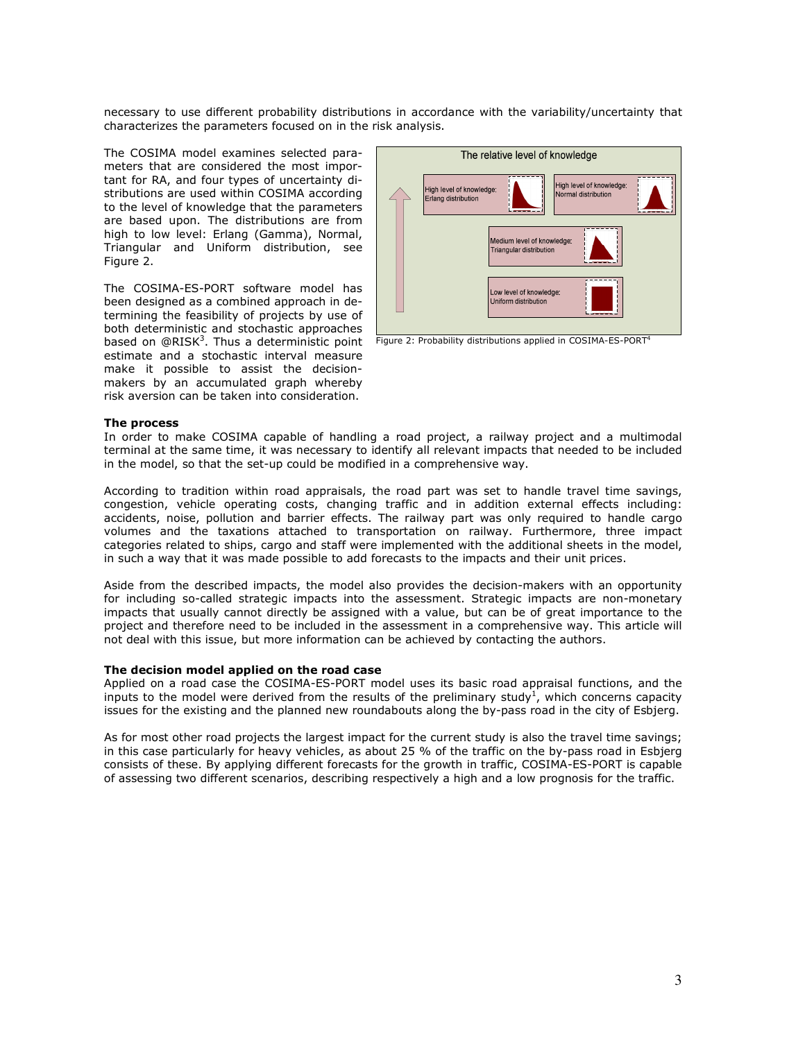necessary to use different probability distributions in accordance with the variability/uncertainty that characterizes the parameters focused on in the risk analysis.

The COSIMA model examines selected parameters that are considered the most important for RA, and four types of uncertainty distributions are used within COSIMA according to the level of knowledge that the parameters are based upon. The distributions are from high to low level: Erlang (Gamma), Normal, Triangular and Uniform distribution, see Figure 2.

The COSIMA-ES-PORT software model has been designed as a combined approach in determining the feasibility of projects by use of both deterministic and stochastic approaches based on @RISK[3]. Thus a deterministic point estimate and a stochastic interval measure make it possible to assist the decision-makers by an accumulated graph whereby risk aversion can be taken into consideration.

The relative level of knowledge

High level of knowledge: Erlang distribution

High level of knowledge: Normal distribution

Medium level of knowledge: Triangular distribution

Low level of knowledge: Uniform distribution

Figure 2: Probability distributions applied in COSIMA-ES-PORT[4]

**The process**

In order to make COSIMA capable of handling a road project, a railway project and a multimodal terminal at the same time, it was necessary to identify all relevant impacts that needed to be included in the model, so that the set-up could be modified in a comprehensive way.

According to tradition within road appraisals, the road part was set to handle travel time savings, congestion, vehicle operating costs, changing traffic and in addition external effects including: accidents, noise, pollution and barrier effects. The railway part was only required to handle cargo volumes and the taxations attached to transportation on railway. Furthermore, three impact categories related to ships, cargo and staff were implemented with the additional sheets in the model, in such a way that it was made possible to add forecasts to the impacts and their unit prices.

Aside from the described impacts, the model also provides the decision-makers with an opportunity for including so-called strategic impacts into the assessment. Strategic impacts are non-monetary impacts that usually cannot directly be assigned with a value, but can be of great importance to the project and therefore need to be included in the assessment in a comprehensive way. This article will not deal with this issue, but more information can be achieved by contacting the authors.

**The decision model applied on the road case**

Applied on a road case the COSIMA-ES-PORT model uses its basic road appraisal functions, and the inputs to the model were derived from the results of the preliminary study[1], which concerns capacity issues for the existing and the planned new roundabouts along the by-pass road in the city of Esbjerg.

As for most other road projects the largest impact for the current study is also the travel time savings; in this case particularly for heavy vehicles, as about 25 % of the traffic on the by-pass road in Esbjerg consists of these. By applying different forecasts for the growth in traffic, COSIMA-ES-PORT is capable of assessing two different scenarios, describing respectively a high and a low prognosis for the traffic.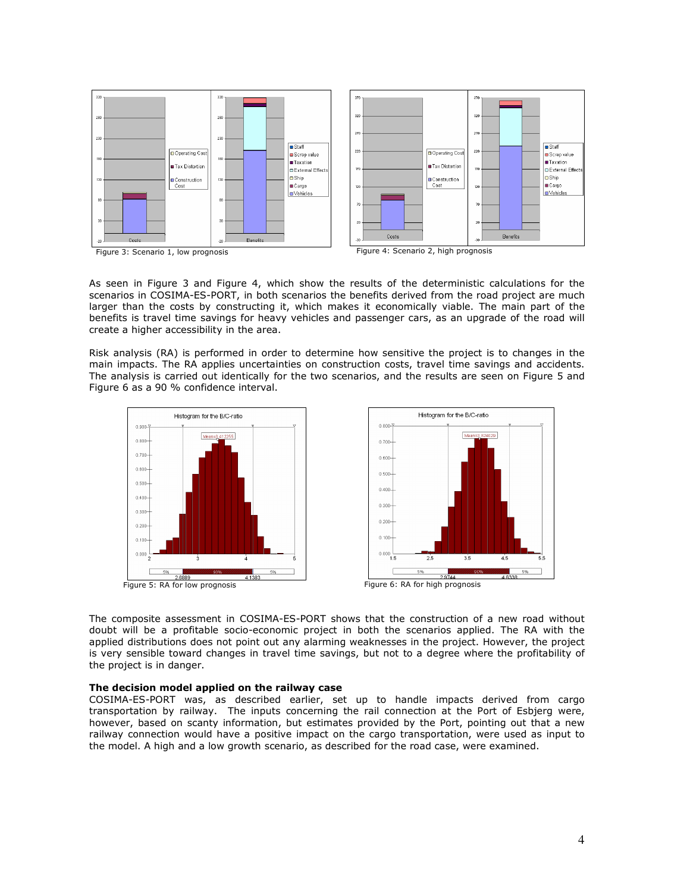Figure 3: Scenario 1, low prognosis

Figure 4: Scenario 2, high prognosis

As seen in Figure 3 and Figure 4, which show the results of the deterministic calculations for the scenarios in COSIMA-ES-PORT, in both scenarios the benefits derived from the road project are much larger than the costs by constructing it, which makes it economically viable. The main part of the benefits is travel time savings for heavy vehicles and passenger cars, as an upgrade of the road will create a higher accessibility in the area.

Risk analysis (RA) is performed in order to determine how sensitive the project is to changes in the main impacts. The RA applies uncertainties on construction costs, travel time savings and accidents. The analysis is carried out identically for the two scenarios, and the results are seen on Figure 5 and Figure 6 as a 90 % confidence interval.

Figure 5: RA for low prognosis

Figure 6: RA for high prognosis

The composite assessment in COSIMA-ES-PORT shows that the construction of a new road without doubt will be a profitable socio-economic project in both the scenarios applied. The RA with the applied distributions does not point out any alarming weaknesses in the project. However, the project is very sensible toward changes in travel time savings, but not to a degree where the profitability of the project is in danger.

**The decision model applied on the railway case**

COSIMA-ES-PORT was, as described earlier, set up to handle impacts derived from cargo transportation by railway. The inputs concerning the rail connection at the Port of Esbjerg were, however, based on scanty information, but estimates provided by the Port, pointing out that a new railway connection would have a positive impact on the cargo transportation, were used as input to the model. A high and a low growth scenario, as described for the road case, were examined.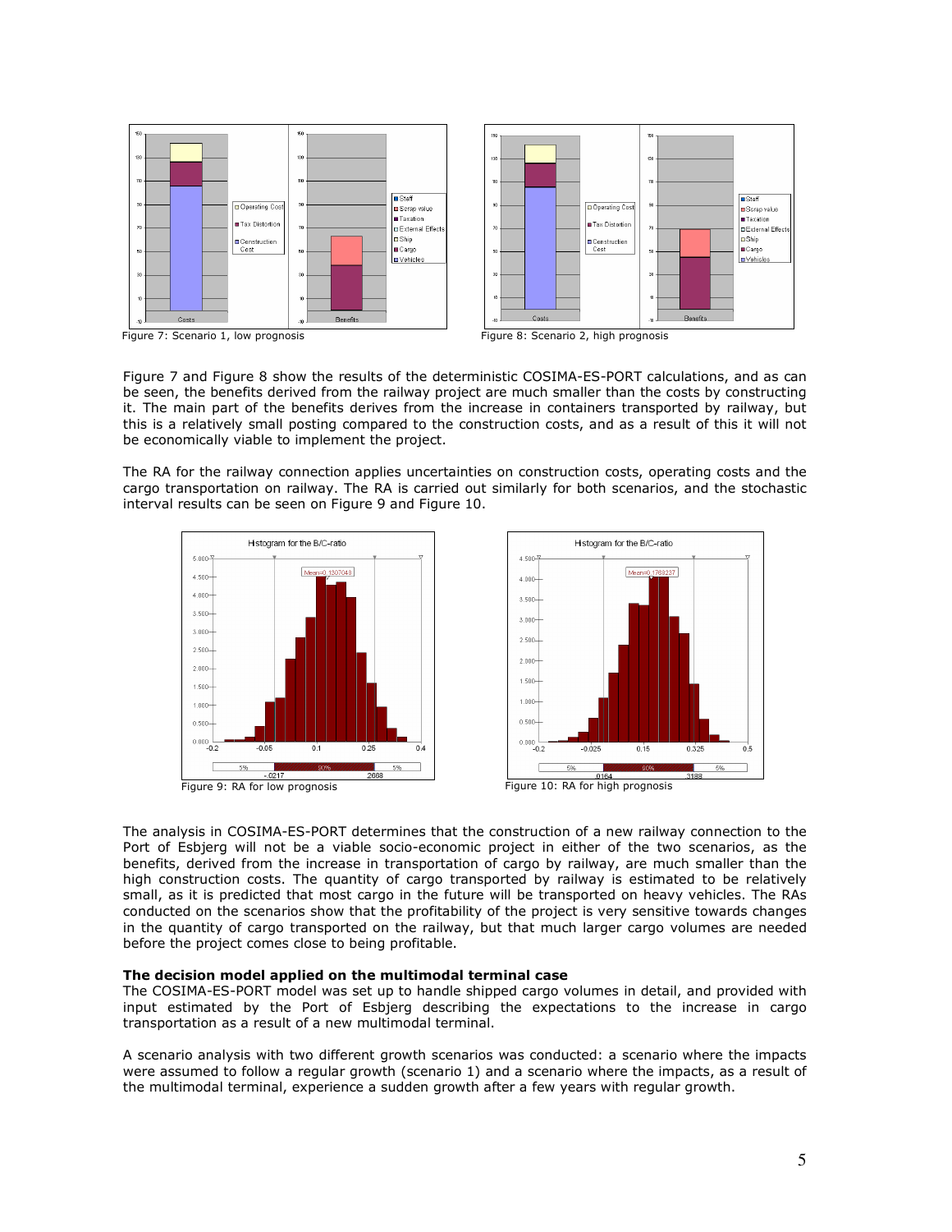Figure 7: Scenario 1, low prognosis

Figure 8: Scenario 2, high prognosis

Figure 7 and Figure 8 show the results of the deterministic COSIMA-ES-PORT calculations, and as can be seen, the benefits derived from the railway project are much smaller than the costs by constructing it. The main part of the benefits derives from the increase in containers transported by railway, but this is a relatively small posting compared to the construction costs, and as a result of this it will not be economically viable to implement the project.

The RA for the railway connection applies uncertainties on construction costs, operating costs and the cargo transportation on railway. The RA is carried out similarly for both scenarios, and the stochastic interval results can be seen on Figure 9 and Figure 10.

Figure 9: RA for low prognosis

Figure 10: RA for high prognosis

The analysis in COSIMA-ES-PORT determines that the construction of a new railway connection to the Port of Esbjerg will not be a viable socio-economic project in either of the two scenarios, as the benefits, derived from the increase in transportation of cargo by railway, are much smaller than the high construction costs. The quantity of cargo transported by railway is estimated to be relatively small, as it is predicted that most cargo in the future will be transported on heavy vehicles. The RAs conducted on the scenarios show that the profitability of the project is very sensitive towards changes in the quantity of cargo transported on the railway, but that much larger cargo volumes are needed before the project comes close to being profitable.

**The decision model applied on the multimodal terminal case**

The COSIMA-ES-PORT model was set up to handle shipped cargo volumes in detail, and provided with input estimated by the Port of Esbjerg describing the expectations to the increase in cargo transportation as a result of a new multimodal terminal.

A scenario analysis with two different growth scenarios was conducted: a scenario where the impacts were assumed to follow a regular growth (scenario 1) and a scenario where the impacts, as a result of the multimodal terminal, experience a sudden growth after a few years with regular growth.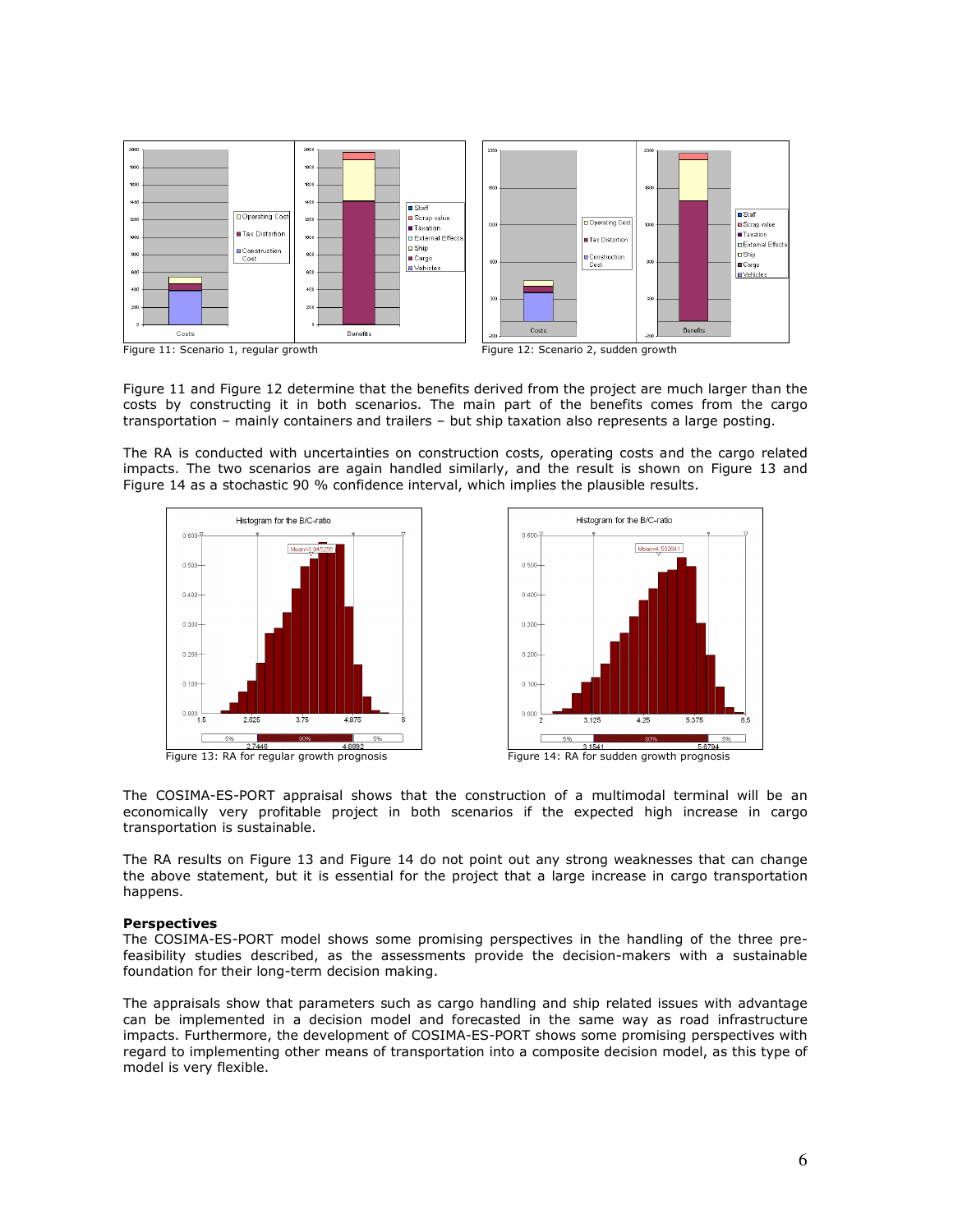Figure 11: Scenario 1, regular growth

Figure 12: Scenario 2, sudden growth

Figure 11 and Figure 12 determine that the benefits derived from the project are much larger than the costs by constructing it in both scenarios. The main part of the benefits comes from the cargo transportation – mainly containers and trailers – but ship taxation also represents a large posting.

The RA is conducted with uncertainties on construction costs, operating costs and the cargo related impacts. The two scenarios are again handled similarly, and the result is shown on Figure 13 and Figure 14 as a stochastic 90 % confidence interval, which implies the plausible results.

Figure 13: RA for regular growth prognosis

Figure 14: RA for sudden growth prognosis

The COSIMA-ES-PORT appraisal shows that the construction of a multimodal terminal will be an economically very profitable project in both scenarios if the expected high increase in cargo transportation is sustainable.

The RA results on Figure 13 and Figure 14 do not point out any strong weaknesses that can change the above statement, but it is essential for the project that a large increase in cargo transportation happens.

**Perspectives**

The COSIMA-ES-PORT model shows some promising perspectives in the handling of the three pre-feasibility studies described, as the assessments provide the decision-makers with a sustainable foundation for their long-term decision making.

The appraisals show that parameters such as cargo handling and ship related issues with advantage can be implemented in a decision model and forecasted in the same way as road infrastructure impacts. Furthermore, the development of COSIMA-ES-PORT shows some promising perspectives with regard to implementing other means of transportation into a composite decision model, as this type of model is very flexible.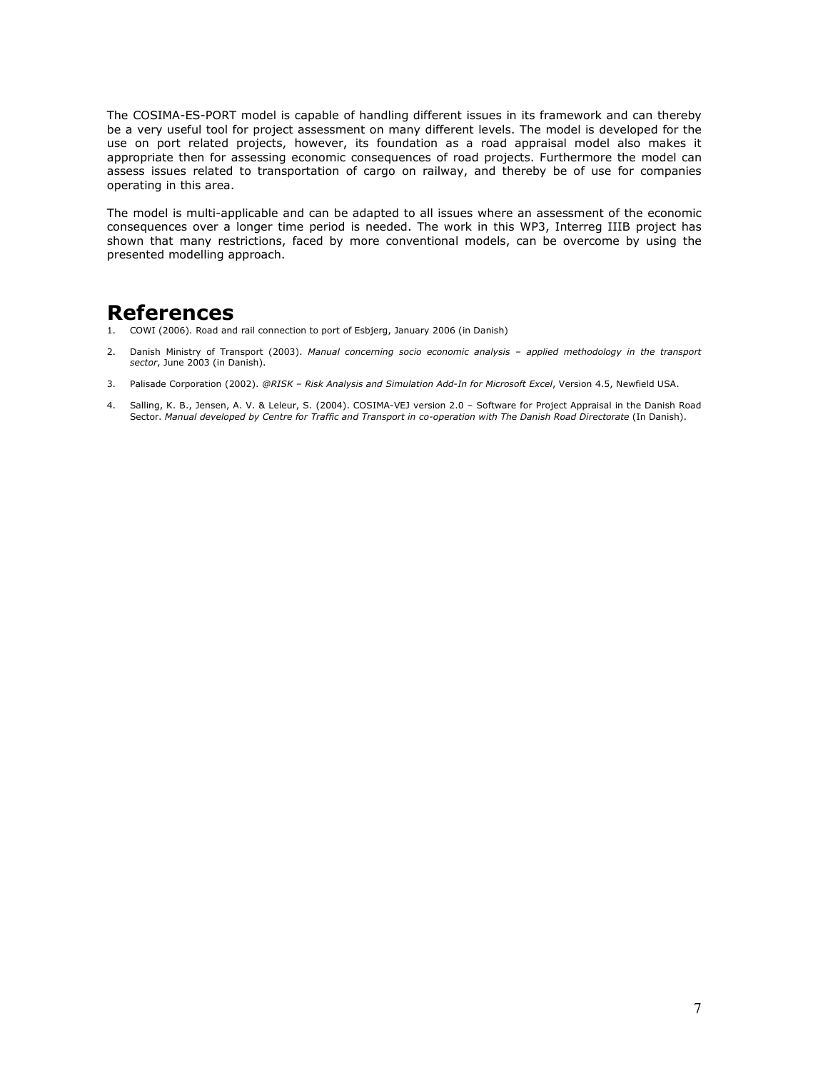The COSIMA-ES-PORT model is capable of handling different issues in its framework and can thereby be a very useful tool for project assessment on many different levels. The model is developed for the use on port related projects, however, its foundation as a road appraisal model also makes it appropriate then for assessing economic consequences of road projects. Furthermore the model can assess issues related to transportation of cargo on railway, and thereby be of use for companies operating in this area.

The model is multi-applicable and can be adapted to all issues where an assessment of the economic consequences over a longer time period is needed. The work in this WP3, Interreg IIIB project has shown that many restrictions, faced by more conventional models, can be overcome by using the presented modelling approach.

# References

1. COWI (2006). Road and rail connection to port of Esbjerg, January 2006 (in Danish)
2. Danish Ministry of Transport (2003). *Manual concerning socio economic analysis – applied methodology in the transport sector*, June 2003 (in Danish).
3. Palisade Corporation (2002). *@RISK – Risk Analysis and Simulation Add-In for Microsoft Excel*, Version 4.5, Newfield USA.
4. Salling, K. B., Jensen, A. V. & Leleur, S. (2004). COSIMA-VEJ version 2.0 – Software for Project Appraisal in the Danish Road Sector. *Manual developed by Centre for Traffic and Transport in co-operation with The Danish Road Directorate* (In Danish).